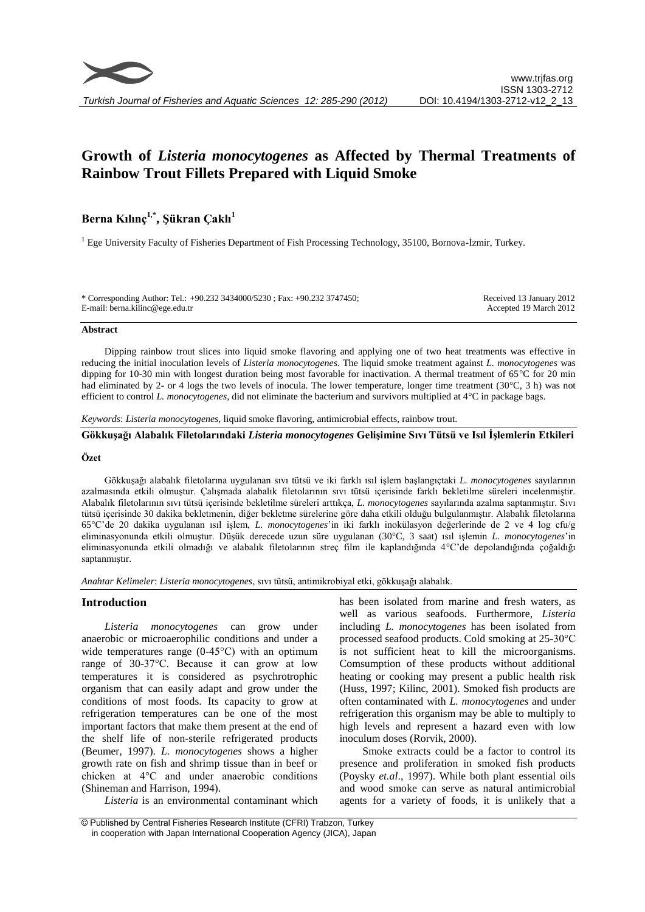# Growth of *Listeria monocytogenes* as Affected by Thermal Treatments of Rainbow Trout Fillets Prepared with Liquid Smoke

**Berna Kılınç[1,*], Şükran Çaklı[1]**

[1] Ege University Faculty of Fisheries Department of Fish Processing Technology, 35100, Bornova-İzmir, Turkey.

\* Corresponding Author: Tel.: +90.232 3434000/5230 ; Fax: +90.232 3747450;
E-mail: berna.kilinc@ege.edu.tr

Received 13 January 2012
Accepted 19 March 2012

## Abstract

Dipping rainbow trout slices into liquid smoke flavoring and applying one of two heat treatments was effective in reducing the initial inoculation levels of *Listeria monocytogenes*. The liquid smoke treatment against *L. monocytogenes* was dipping for 10-30 min with longest duration being most favorable for inactivation. A thermal treatment of 65°C for 20 min had eliminated by 2- or 4 logs the two levels of inocula. The lower temperature, longer time treatment (30°C, 3 h) was not efficient to control *L. monocytogenes*, did not eliminate the bacterium and survivors multiplied at 4°C in package bags.

*Keywords*: *Listeria monocytogenes*, liquid smoke flavoring, antimicrobial effects, rainbow trout.

## Gökkuşağı Alabalık Filetolarındaki *Listeria monocytogenes* Gelişimine Sıvı Tütsü ve Isıl İşlemlerin Etkileri

### Özet

Gökkuşağı alabalık filetolarına uygulanan sıvı tütsü ve iki farklı ısıl işlem başlangıçtaki *L. monocytogenes* sayılarının azalmasında etkili olmuştur. Çalışmada alabalık filetolarının sıvı tütsü içerisinde farklı bekletilme süreleri incelenmiştir. Alabalık filetolarının sıvı tütsü içerisinde bekletilme süreleri arttıkça, *L. monocytogenes* sayılarında azalma saptanmıştır. Sıvı tütsü içerisinde 30 dakika bekletmenin, diğer bekletme sürelerine göre daha etkili olduğu bulgulanmıştır. Alabalık filetolarına 65°C'de 20 dakika uygulanan ısıl işlem, *L. monocytogenes*'in iki farklı inokülasyon değerlerinde de 2 ve 4 log cfu/g eliminasyonunda etkili olmuştur. Düşük derecede uzun süre uygulanan (30°C, 3 saat) ısıl işlemin *L. monocytogenes*'in eliminasyonunda etkili olmadığı ve alabalık filetolarının streç film ile kaplandığında 4°C'de depolandığında çoğaldığı saptanmıştır.

*Anahtar Kelimeler*: *Listeria monocytogenes*, sıvı tütsü, antimikrobiyal etki, gökkuşağı alabalık.

## Introduction

*Listeria monocytogenes* can grow under anaerobic or microaerophilic conditions and under a wide temperatures range (0-45°C) with an optimum range of 30-37°C. Because it can grow at low temperatures it is considered as psychrotropic organism that can easily adapt and grow under the conditions of most foods. Its capacity to grow at refrigeration temperatures can be one of the most important factors that make them present at the end of the shelf life of non-sterile refrigerated products (Beumer, 1997). *L. monocytogenes* shows a higher growth rate on fish and shrimp tissue than in beef or chicken at 4°C and under anaerobic conditions (Shineman and Harrison, 1994).

*Listeria* is an environmental contaminant which has been isolated from marine and fresh waters, as well as various seafoods. Furthermore, *Listeria* including *L. monocytogenes* has been isolated from processed seafood products. Cold smoking at 25-30°C is not sufficient heat to kill the microorganisms. Comsumption of these products without additional heating or cooking may present a public health risk (Huss, 1997; Kilinc, 2001). Smoked fish products are often contaminated with *L. monocytogenes* and under refrigeration this organism may be able to multiply to high levels and represent a hazard even with low inoculum doses (Rorvik, 2000).

Smoke extracts could be a factor to control its presence and proliferation in smoked fish products (Poysky *et.al*., 1997). While both plant essential oils and wood smoke can serve as natural antimicrobial agents for a variety of foods, it is unlikely that a

© Published by Central Fisheries Research Institute (CFRI) Trabzon, Turkey in cooperation with Japan International Cooperation Agency (JICA), Japan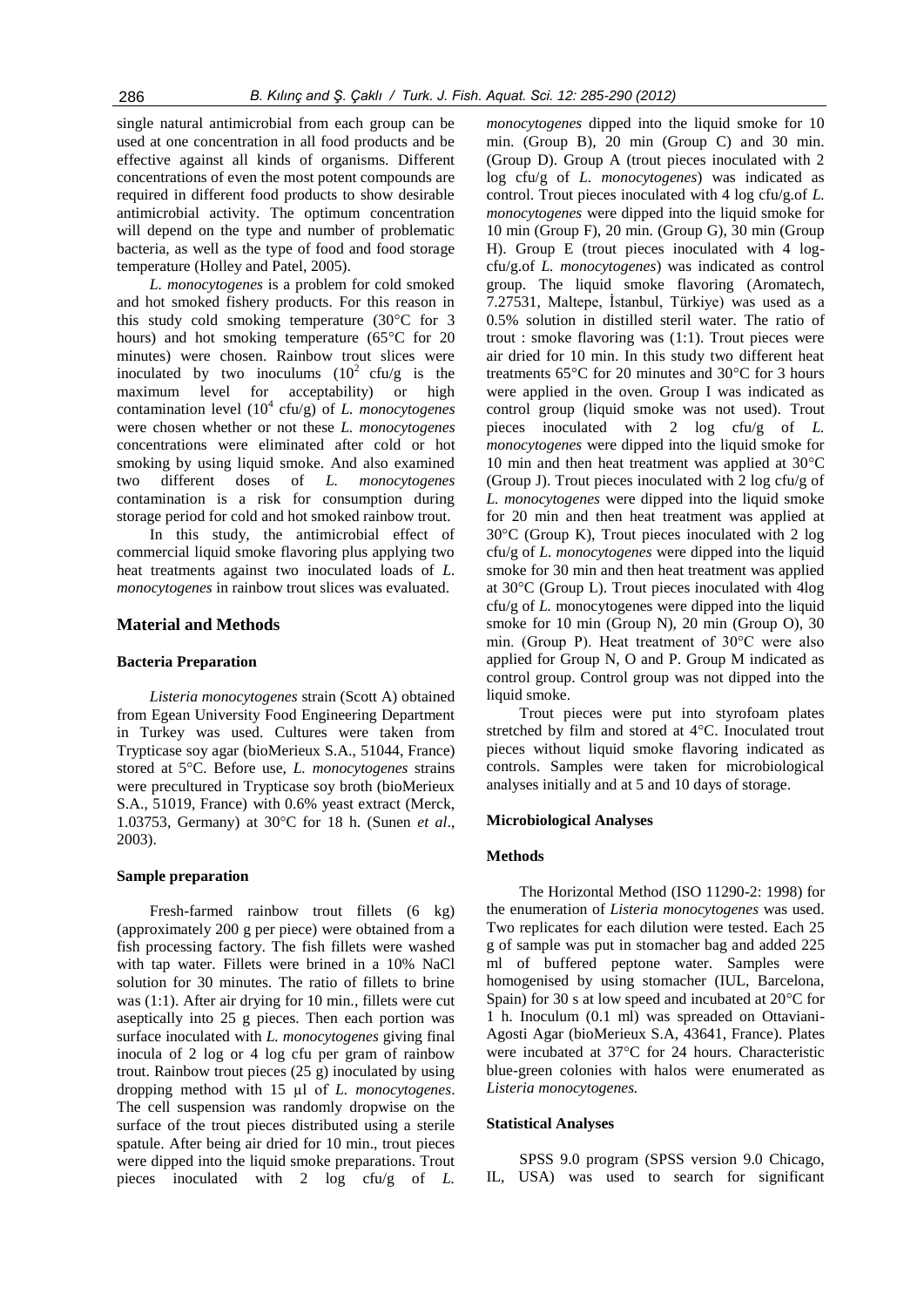single natural antimicrobial from each group can be used at one concentration in all food products and be effective against all kinds of organisms. Different concentrations of even the most potent compounds are required in different food products to show desirable antimicrobial activity. The optimum concentration will depend on the type and number of problematic bacteria, as well as the type of food and food storage temperature (Holley and Patel, 2005).

*L. monocytogenes* is a problem for cold smoked and hot smoked fishery products. For this reason in this study cold smoking temperature (30°C for 3 hours) and hot smoking temperature (65°C for 20 minutes) were chosen. Rainbow trout slices were inoculated by two inoculums ($10^2$ cfu/g is the maximum level for acceptability) or high contamination level ($10^4$ cfu/g) of *L. monocytogenes* were chosen whether or not these *L. monocytogenes* concentrations were eliminated after cold or hot smoking by using liquid smoke. And also examined two different doses of *L. monocytogenes* contamination is a risk for consumption during storage period for cold and hot smoked rainbow trout.

In this study, the antimicrobial effect of commercial liquid smoke flavoring plus applying two heat treatments against two inoculated loads of *L. monocytogenes* in rainbow trout slices was evaluated.

## Material and Methods

### Bacteria Preparation

*Listeria monocytogenes* strain (Scott A) obtained from Egean University Food Engineering Department in Turkey was used. Cultures were taken from Trypticase soy agar (bioMerieux S.A., 51044, France) stored at 5°C. Before use, *L. monocytogenes* strains were precultured in Trypticase soy broth (bioMerieux S.A., 51019, France) with 0.6% yeast extract (Merck, 1.03753, Germany) at 30°C for 18 h. (Sunen *et al*., 2003).

### Sample preparation

Fresh-farmed rainbow trout fillets (6 kg) (approximately 200 g per piece) were obtained from a fish processing factory. The fish fillets were washed with tap water. Fillets were brined in a 10% NaCl solution for 30 minutes. The ratio of fillets to brine was (1:1). After air drying for 10 min., fillets were cut aseptically into 25 g pieces. Then each portion was surface inoculated with *L. monocytogenes* giving final inocula of 2 log or 4 log cfu per gram of rainbow trout. Rainbow trout pieces (25 g) inoculated by using dropping method with 15 µl of *L. monocytogenes*. The cell suspension was randomly dropwise on the surface of the trout pieces distributed using a sterile spatule. After being air dried for 10 min., trout pieces were dipped into the liquid smoke preparations. Trout pieces inoculated with 2 log cfu/g of *L. monocytogenes* dipped into the liquid smoke for 10 min. (Group B), 20 min (Group C) and 30 min. (Group D). Group A (trout pieces inoculated with 2 log cfu/g of *L. monocytogenes*) was indicated as control. Trout pieces inoculated with 4 log cfu/g.of *L. monocytogenes* were dipped into the liquid smoke for 10 min (Group F), 20 min. (Group G), 30 min (Group H). Group E (trout pieces inoculated with 4 log-cfu/g.of *L. monocytogenes*) was indicated as control group. The liquid smoke flavoring (Aromatech, 7.27531, Maltepe, İstanbul, Türkiye) was used as a 0.5% solution in distilled steril water. The ratio of trout : smoke flavoring was (1:1). Trout pieces were air dried for 10 min. In this study two different heat treatments 65°C for 20 minutes and 30°C for 3 hours were applied in the oven. Group I was indicated as control group (liquid smoke was not used). Trout pieces inoculated with 2 log cfu/g of *L. monocytogenes* were dipped into the liquid smoke for 10 min and then heat treatment was applied at 30°C (Group J). Trout pieces inoculated with 2 log cfu/g of *L. monocytogenes* were dipped into the liquid smoke for 20 min and then heat treatment was applied at 30°C (Group K), Trout pieces inoculated with 2 log cfu/g of *L. monocytogenes* were dipped into the liquid smoke for 30 min and then heat treatment was applied at 30°C (Group L). Trout pieces inoculated with 4log cfu/g of *L.* monocytogenes were dipped into the liquid smoke for 10 min (Group N), 20 min (Group O), 30 min. (Group P). Heat treatment of 30°C were also applied for Group N, O and P. Group M indicated as control group. Control group was not dipped into the liquid smoke.

Trout pieces were put into styrofoam plates stretched by film and stored at 4°C. Inoculated trout pieces without liquid smoke flavoring indicated as controls. Samples were taken for microbiological analyses initially and at 5 and 10 days of storage.

### Microbiological Analyses

### Methods

The Horizontal Method (ISO 11290-2: 1998) for the enumeration of *Listeria monocytogenes* was used. Two replicates for each dilution were tested. Each 25 g of sample was put in stomacher bag and added 225 ml of buffered peptone water. Samples were homogenised by using stomacher (IUL, Barcelona, Spain) for 30 s at low speed and incubated at 20°C for 1 h. Inoculum (0.1 ml) was spreaded on Ottaviani-Agosti Agar (bioMerieux S.A, 43641, France). Plates were incubated at 37°C for 24 hours. Characteristic blue-green colonies with halos were enumerated as *Listeria monocytogenes.*

### Statistical Analyses

SPSS 9.0 program (SPSS version 9.0 Chicago, IL, USA) was used to search for significant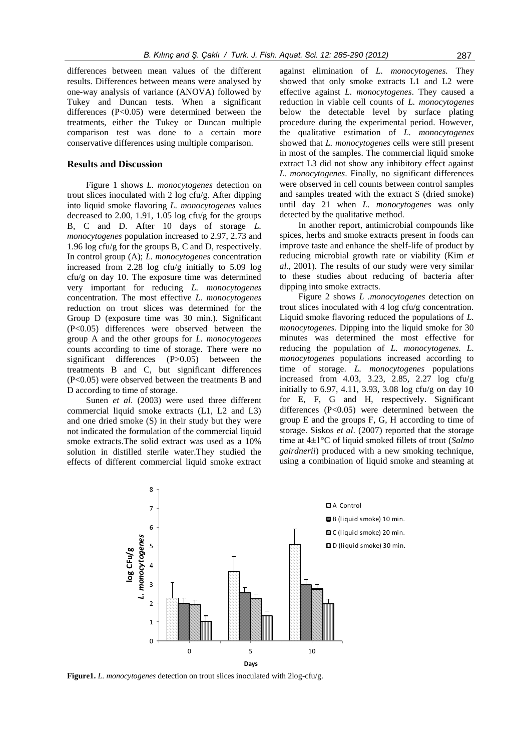differences between mean values of the different results. Differences between means were analysed by one-way analysis of variance (ANOVA) followed by Tukey and Duncan tests. When a significant differences ($P<0.05$) were determined between the treatments, either the Tukey or Duncan multiple comparison test was done to a certain more conservative differences using multiple comparison.

## Results and Discussion

Figure 1 shows *L. monocytogenes* detection on trout slices inoculated with 2 log cfu/g. After dipping into liquid smoke flavoring *L. monocytogenes* values decreased to 2.00, 1.91, 1.05 log cfu/g for the groups B, C and D. After 10 days of storage *L. monocytogenes* population increased to 2.97, 2.73 and 1.96 log cfu/g for the groups B, C and D, respectively. In control group (A); *L. monocytogenes* concentration increased from 2.28 log cfu/g initially to 5.09 log cfu/g on day 10. The exposure time was determined very important for reducing *L. monocytogenes* concentration. The most effective *L. monocytogenes* reduction on trout slices was determined for the Group D (exposure time was 30 min.). Significant ($P<0.05$) differences were observed between the group A and the other groups for *L. monocytogenes* counts according to time of storage. There were no significant differences ($P>0.05$) between the treatments B and C, but significant differences ($P<0.05$) were observed between the treatments B and D according to time of storage.

Sunen *et al*. (2003) were used three different commercial liquid smoke extracts (L1, L2 and L3) and one dried smoke (S) in their study but they were not indicated the formulation of the commercial liquid smoke extracts.The solid extract was used as a 10% solution in distilled sterile water.They studied the effects of different commercial liquid smoke extract against elimination of *L. monocytogenes.* They showed that only smoke extracts L1 and L2 were effective against *L. monocytogenes*. They caused a reduction in viable cell counts of *L. monocytogenes* below the detectable level by surface plating procedure during the experimental period. However, the qualitative estimation of *L. monocytogenes* showed that *L. monocytogenes* cells were still present in most of the samples. The commercial liquid smoke extract L3 did not show any inhibitory effect against *L. monocytogenes*. Finally, no significant differences were observed in cell counts between control samples and samples treated with the extract S (dried smoke) until day 21 when *L. monocytogenes* was only detected by the qualitative method.

In another report, antimicrobial compounds like spices, herbs and smoke extracts present in foods can improve taste and enhance the shelf-life of product by reducing microbial growth rate or viability (Kim *et al*., 2001). The results of our study were very similar to these studies about reducing of bacteria after dipping into smoke extracts.

Figure 2 shows *L .monocytogenes* detection on trout slices inoculated with 4 log cfu/g concentration. Liquid smoke flavoring reduced the populations of *L. monocytogenes.* Dipping into the liquid smoke for 30 minutes was determined the most effective for reducing the population of *L. monocytogenes. L. monocytogenes* populations increased according to time of storage. *L. monocytogenes* populations increased from 4.03, 3.23, 2.85, 2.27 log cfu/g initially to 6.97, 4.11, 3.93, 3.08 log cfu/g on day 10 for E, F, G and H, respectively. Significant differences ($P<0.05$) were determined between the group E and the groups F, G, H according to time of storage. Siskos *et al*. (2007) reported that the storage time at 4±1°C of liquid smoked fillets of trout (*Salmo gairdnerii*) produced with a new smoking technique, using a combination of liquid smoke and steaming at

**Figure1.** *L. monocytogenes* detection on trout slices inoculated with 2log-cfu/g.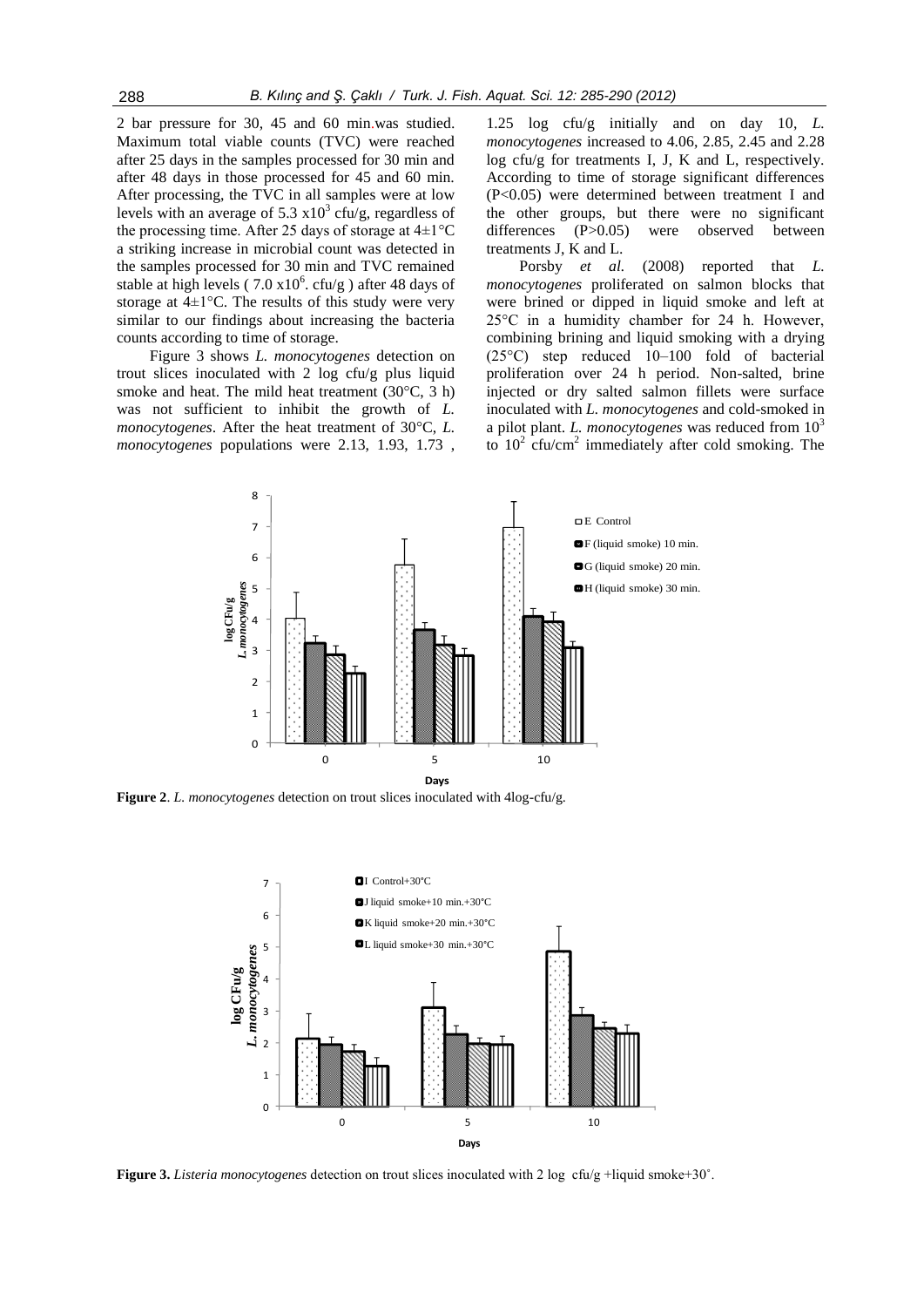2 bar pressure for 30, 45 and 60 min.was studied. Maximum total viable counts (TVC) were reached after 25 days in the samples processed for 30 min and after 48 days in those processed for 45 and 60 min. After processing, the TVC in all samples were at low levels with an average of 5.3 x$10^3$ cfu/g, regardless of the processing time. After 25 days of storage at 4±1°C a striking increase in microbial count was detected in the samples processed for 30 min and TVC remained stable at high levels ( 7.0 x$10^6$. cfu/g ) after 48 days of storage at 4±1°C. The results of this study were very similar to our findings about increasing the bacteria counts according to time of storage.

Figure 3 shows *L. monocytogenes* detection on trout slices inoculated with 2 log cfu/g plus liquid smoke and heat. The mild heat treatment (30°C, 3 h) was not sufficient to inhibit the growth of *L. monocytogenes*. After the heat treatment of 30°C, *L. monocytogenes* populations were 2.13, 1.93, 1.73 , 1.25 log cfu/g initially and on day 10, *L. monocytogenes* increased to 4.06, 2.85, 2.45 and 2.28 log cfu/g for treatments I, J, K and L, respectively. According to time of storage significant differences (P<0.05) were determined between treatment I and the other groups, but there were no significant differences (P>0.05) were observed between treatments J, K and L.

Porsby *et al.* (2008) reported that *L. monocytogenes* proliferated on salmon blocks that were brined or dipped in liquid smoke and left at 25°C in a humidity chamber for 24 h. However, combining brining and liquid smoking with a drying (25°C) step reduced 10–100 fold of bacterial proliferation over 24 h period. Non-salted, brine injected or dry salted salmon fillets were surface inoculated with *L. monocytogenes* and cold-smoked in a pilot plant. *L. monocytogenes* was reduced from $10^3$ to $10^2$ cfu/$cm^2$ immediately after cold smoking. The

**Figure 2**. *L. monocytogenes* detection on trout slices inoculated with 4log-cfu/g.

**Figure 3.** *Listeria monocytogenes* detection on trout slices inoculated with 2 log cfu/g +liquid smoke+30˚.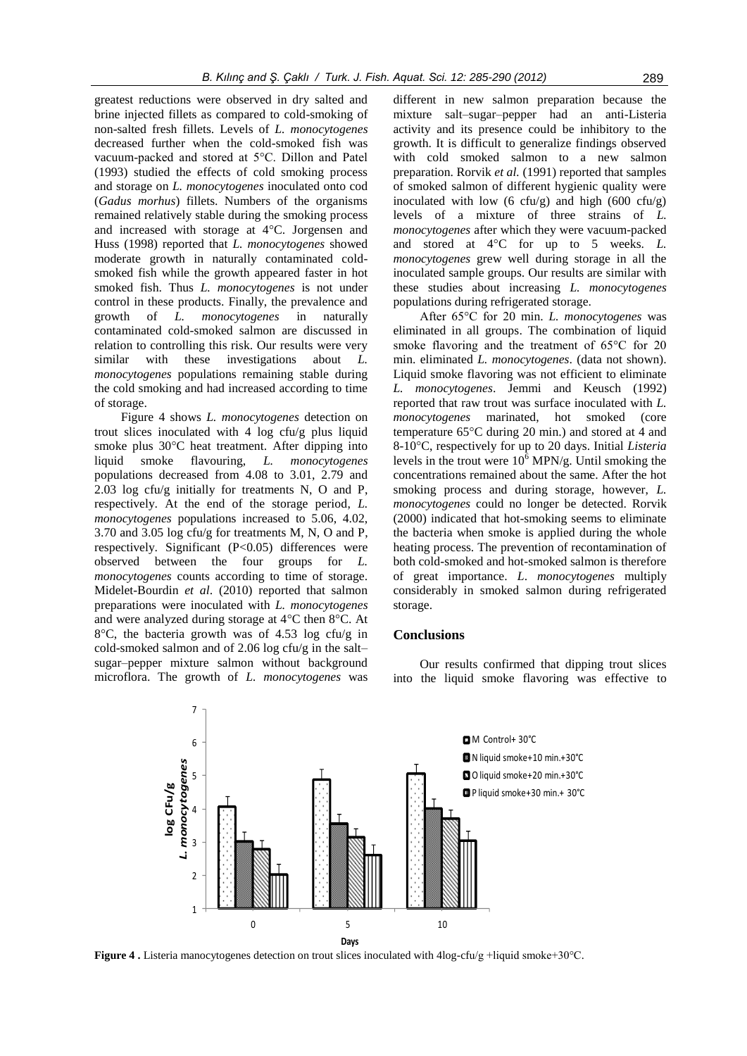greatest reductions were observed in dry salted and brine injected fillets as compared to cold-smoking of non-salted fresh fillets. Levels of *L. monocytogenes* decreased further when the cold-smoked fish was vacuum-packed and stored at 5°C. Dillon and Patel (1993) studied the effects of cold smoking process and storage on *L. monocytogenes* inoculated onto cod (*Gadus morhus*) fillets. Numbers of the organisms remained relatively stable during the smoking process and increased with storage at 4°C. Jorgensen and Huss (1998) reported that *L. monocytogenes* showed moderate growth in naturally contaminated cold-smoked fish while the growth appeared faster in hot smoked fish. Thus *L. monocytogenes* is not under control in these products. Finally, the prevalence and growth of *L. monocytogenes* in naturally contaminated cold-smoked salmon are discussed in relation to controlling this risk. Our results were very similar with these investigations about *L. monocytogenes* populations remaining stable during the cold smoking and had increased according to time of storage.

Figure 4 shows *L. monocytogenes* detection on trout slices inoculated with 4 log cfu/g plus liquid smoke plus 30°C heat treatment. After dipping into liquid smoke flavouring, *L. monocytogenes* populations decreased from 4.08 to 3.01, 2.79 and 2.03 log cfu/g initially for treatments N, O and P, respectively. At the end of the storage period, *L. monocytogenes* populations increased to 5.06, 4.02, 3.70 and 3.05 log cfu/g for treatments M, N, O and P, respectively. Significant ($P<0.05$) differences were observed between the four groups for *L. monocytogenes* counts according to time of storage. Midelet-Bourdin *et al*. (2010) reported that salmon preparations were inoculated with *L. monocytogenes* and were analyzed during storage at 4°C then 8°C. At 8°C, the bacteria growth was of 4.53 log cfu/g in cold-smoked salmon and of 2.06 log cfu/g in the salt–sugar–pepper mixture salmon without background microflora. The growth of *L. monocytogenes* was different in new salmon preparation because the mixture salt–sugar–pepper had an anti-Listeria activity and its presence could be inhibitory to the growth. It is difficult to generalize findings observed with cold smoked salmon to a new salmon preparation. Rorvik *et al.* (1991) reported that samples of smoked salmon of different hygienic quality were inoculated with low (6 cfu/g) and high (600 cfu/g) levels of a mixture of three strains of *L. monocytogenes* after which they were vacuum-packed and stored at 4°C for up to 5 weeks. *L. monocytogenes* grew well during storage in all the inoculated sample groups. Our results are similar with these studies about increasing *L. monocytogenes* populations during refrigerated storage.

After 65°C for 20 min. *L. monocytogenes* was eliminated in all groups. The combination of liquid smoke flavoring and the treatment of 65°C for 20 min. eliminated *L. monocytogenes*. (data not shown). Liquid smoke flavoring was not efficient to eliminate *L. monocytogenes*. Jemmi and Keusch (1992) reported that raw trout was surface inoculated with *L. monocytogenes* marinated, hot smoked (core temperature 65°C during 20 min.) and stored at 4 and 8-10°C, respectively for up to 20 days. Initial *Listeria* levels in the trout were $10^6$ MPN/g. Until smoking the concentrations remained about the same. After the hot smoking process and during storage, however, *L. monocytogenes* could no longer be detected. Rorvik (2000) indicated that hot-smoking seems to eliminate the bacteria when smoke is applied during the whole heating process. The prevention of recontamination of both cold-smoked and hot-smoked salmon is therefore of great importance. *L. monocytogenes* multiply considerably in smoked salmon during refrigerated storage.

## Conclusions

Our results confirmed that dipping trout slices into the liquid smoke flavoring was effective to

**Figure 4 .** Listeria manocytogenes detection on trout slices inoculated with 4log-cfu/g +liquid smoke+30°C.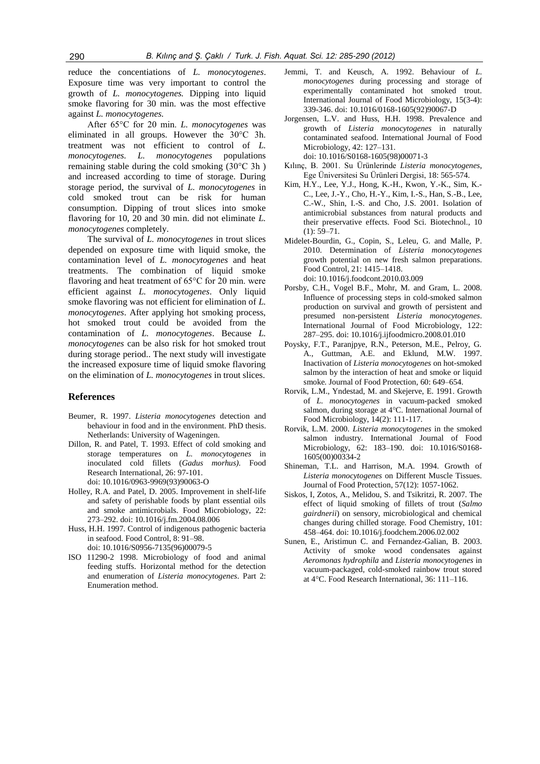reduce the concentiations of *L. monocytogenes*. Exposure time was very important to control the growth of *L. monocytogenes.* Dipping into liquid smoke flavoring for 30 min. was the most effective against *L. monocytogenes.*

After 65°C for 20 min. *L. monocytogenes* was eliminated in all groups. However the 30°C 3h. treatment was not efficient to control of *L. monocytogenes. L. monocytogenes* populations remaining stable during the cold smoking (30°C 3h ) and increased according to time of storage. During storage period, the survival of *L. monocytogenes* in cold smoked trout can be risk for human consumption. Dipping of trout slices into smoke flavoring for 10, 20 and 30 min. did not eliminate *L. monocytogenes* completely.

The survival of *L. monocytogenes* in trout slices depended on exposure time with liquid smoke, the contamination level of *L. monocytogenes* and heat treatments. The combination of liquid smoke flavoring and heat treatment of 65°C for 20 min. were efficient against *L. monocytogenes*. Only liquid smoke flavoring was not efficient for elimination of *L. monocytogenes*. After applying hot smoking process, hot smoked trout could be avoided from the contamination of *L. monocytogenes*. Because *L. monocytogenes* can be also risk for hot smoked trout during storage period.. The next study will investigate the increased exposure time of liquid smoke flavoring on the elimination of *L. monocytogenes* in trout slices.

## References

Beumer, R. 1997. *Listeria monocytogenes* detection and behaviour in food and in the environment. PhD thesis. Netherlands: University of Wageningen.

Dillon, R. and Patel, T. 1993. Effect of cold smoking and storage temperatures on *L. monocytogenes* in inoculated cold fillets (*Gadus morhus).* Food Research International, 26: 97-101. doi: 10.1016/0963-9969(93)90063-O

Holley, R.A. and Patel, D. 2005. Improvement in shelf-life and safety of perishable foods by plant essential oils and smoke antimicrobials. Food Microbiology, 22: 273–292. doi: 10.1016/j.fm.2004.08.006

Huss, H.H. 1997. Control of indigenous pathogenic bacteria in seafood. Food Control, 8: 91–98. doi: 10.1016/S0956-7135(96)00079-5

ISO 11290-2 1998. Microbiology of food and animal feeding stuffs. Horizontal method for the detection and enumeration of *Listeria monocytogenes*. Part 2: Enumeration method.

Jemmi, T. and Keusch, A. 1992. Behaviour of *L. monocytogenes* during processing and storage of experimentally contaminated hot smoked trout. International Journal of Food Microbiology, 15(3-4): 339-346. doi: 10.1016/0168-1605(92)90067-D

Jorgensen, L.V. and Huss, H.H. 1998. Prevalence and growth of *Listeria monocytogenes* in naturally contaminated seafood. International Journal of Food Microbiology, 42: 127–131. doi: 10.1016/S0168-1605(98)00071-3

Kılınç, B. 2001. Su Ürünlerinde *Listeria monocytogenes*, Ege Üniversitesi Su Ürünleri Dergisi, 18: 565-574.

Kim, H.Y., Lee, Y.J., Hong, K.-H., Kwon, Y.-K., Sim, K.-C., Lee, J.-Y., Cho, H.-Y., Kim, I.-S., Han, S.-B., Lee, C.-W., Shin, I.-S. and Cho, J.S. 2001. Isolation of antimicrobial substances from natural products and their preservative effects. Food Sci. Biotechnol., 10 (1): 59–71.

Midelet-Bourdin, G., Copin, S., Leleu, G. and Malle, P. 2010. Determination of *Listeria monocytogenes* growth potential on new fresh salmon preparations. Food Control, 21: 1415–1418. doi: 10.1016/j.foodcont.2010.03.009

Porsby, C.H., Vogel B.F., Mohr, M. and Gram, L. 2008. Influence of processing steps in cold-smoked salmon production on survival and growth of persistent and presumed non-persistent *Listeria monocytogenes*. International Journal of Food Microbiology, 122: 287–295. doi: 10.1016/j.ijfoodmicro.2008.01.010

Poysky, F.T., Paranjpye, R.N., Peterson, M.E., Pelroy, G. A., Guttman, A.E. and Eklund, M.W. 1997. Inactivation of *Listeria monocytogenes* on hot-smoked salmon by the interaction of heat and smoke or liquid smoke. Journal of Food Protection, 60: 649–654.

Rorvik, L.M., Yndestad, M. and Skejerve, E. 1991. Growth of *L. monocytogenes* in vacuum-packed smoked salmon, during storage at 4°C. International Journal of Food Microbiology, 14(2): 111-117.

Rorvik, L.M. 2000. *Listeria monocytogenes* in the smoked salmon industry. International Journal of Food Microbiology, 62: 183–190. doi: 10.1016/S0168-1605(00)00334-2

Shineman, T.L. and Harrison, M.A. 1994. Growth of *Listeria monocytogenes* on Different Muscle Tissues. Journal of Food Protection, 57(12): 1057-1062.

Siskos, I, Zotos, A., Melidou, S. and Tsikritzi, R. 2007. The effect of liquid smoking of fillets of trout (*Salmo gairdnerii*) on sensory, microbiological and chemical changes during chilled storage. Food Chemistry, 101: 458–464. doi: 10.1016/j.foodchem.2006.02.002

Sunen, E., Aristimun C. and Fernandez-Galian, B. 2003. Activity of smoke wood condensates against *Aeromonas hydrophila* and *Listeria monocytogenes* in vacuum-packaged, cold-smoked rainbow trout stored at 4°C. Food Research International, 36: 111–116.